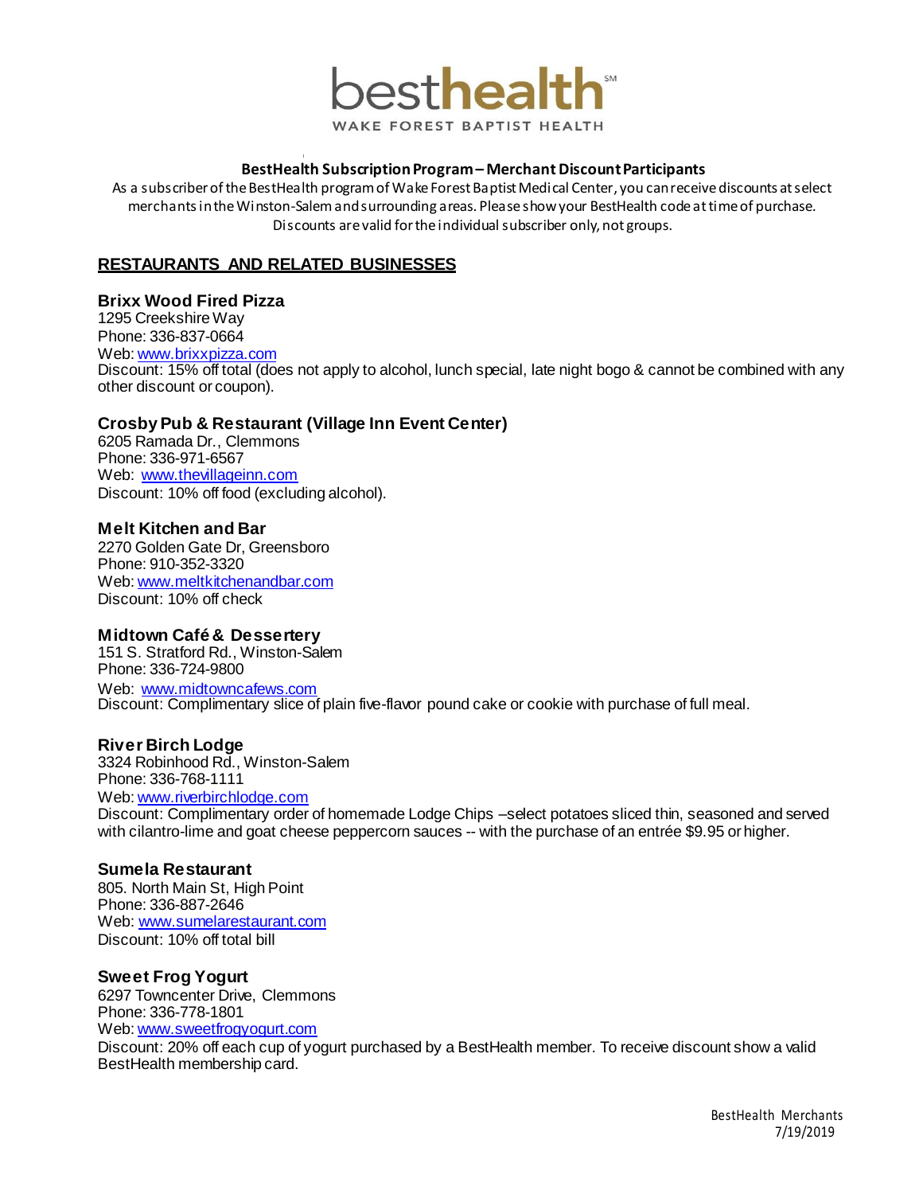# besthealth℠

WAKE FOREST BAPTIST HEALTH

**BestHealth Subscription Program – Merchant Discount Participants**

As a subscriber of the BestHealth program of Wake Forest Baptist Medical Center, you can receive discounts at select merchants in the Winston-Salem and surrounding areas. Please show your BestHealth code at time of purchase. Discounts are valid for the individual subscriber only, not groups.

## RESTAURANTS AND RELATED BUSINESSES

### Brixx Wood Fired Pizza

1295 Creekshire Way
Phone: 336-837-0664
Web: www.brixxpizza.com
Discount: 15% off total (does not apply to alcohol, lunch special, late night bogo & cannot be combined with any other discount or coupon).

### Crosby Pub & Restaurant (Village Inn Event Center)

6205 Ramada Dr., Clemmons
Phone: 336-971-6567
Web: www.thevillageinn.com
Discount: 10% off food (excluding alcohol).

### Melt Kitchen and Bar

2270 Golden Gate Dr, Greensboro
Phone: 910-352-3320
Web: www.meltkitchenandbar.com
Discount: 10% off check

### Midtown Café & Dessertery

151 S. Stratford Rd., Winston-Salem
Phone: 336-724-9800
Web: www.midtowncafews.com
Discount: Complimentary slice of plain five-flavor pound cake or cookie with purchase of full meal.

### River Birch Lodge

3324 Robinhood Rd., Winston-Salem
Phone: 336-768-1111
Web: www.riverbirchlodge.com
Discount: Complimentary order of homemade Lodge Chips –select potatoes sliced thin, seasoned and served with cilantro-lime and goat cheese peppercorn sauces -- with the purchase of an entrée $9.95 or higher.

### Sumela Restaurant

805. North Main St, High Point
Phone: 336-887-2646
Web: www.sumelarestaurant.com
Discount: 10% off total bill

### Sweet Frog Yogurt

6297 Towncenter Drive, Clemmons
Phone: 336-778-1801
Web: www.sweetfrogyogurt.com
Discount: 20% off each cup of yogurt purchased by a BestHealth member. To receive discount show a valid BestHealth membership card.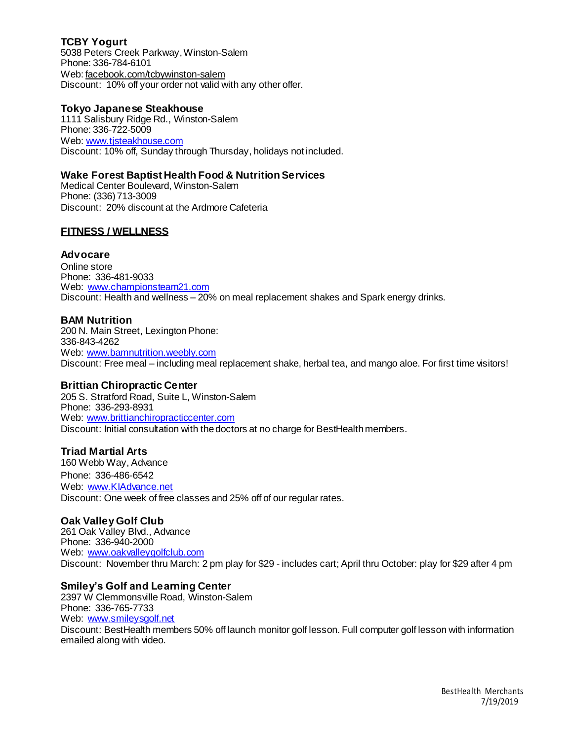**TCBY Yogurt**
5038 Peters Creek Parkway, Winston-Salem
Phone: 336-784-6101
Web: facebook.com/tcbywinston-salem
Discount: 10% off your order not valid with any other offer.

**Tokyo Japanese Steakhouse**
1111 Salisbury Ridge Rd., Winston-Salem
Phone: 336-722-5009
Web: www.tjsteakhouse.com
Discount: 10% off, Sunday through Thursday, holidays not included.

**Wake Forest Baptist Health Food & Nutrition Services**
Medical Center Boulevard, Winston-Salem
Phone: (336) 713-3009
Discount: 20% discount at the Ardmore Cafeteria

## FITNESS / WELLNESS

**Advocare**
Online store
Phone: 336-481-9033
Web: www.championsteam21.com
Discount: Health and wellness – 20% on meal replacement shakes and Spark energy drinks.

**BAM Nutrition**
200 N. Main Street, Lexington Phone:
336-843-4262
Web: www.bamnutrition.weebly.com
Discount: Free meal – including meal replacement shake, herbal tea, and mango aloe. For first time visitors!

**Brittian Chiropractic Center**
205 S. Stratford Road, Suite L, Winston-Salem
Phone: 336-293-8931
Web: www.brittianchiropracticcenter.com
Discount: Initial consultation with the doctors at no charge for BestHealth members.

**Triad Martial Arts**
160 Webb Way, Advance
Phone: 336-486-6542
Web: www.KIAdvance.net
Discount: One week of free classes and 25% off of our regular rates.

**Oak Valley Golf Club**
261 Oak Valley Blvd., Advance
Phone: 336-940-2000
Web: www.oakvalleygolfclub.com
Discount: November thru March: 2 pm play for $29 - includes cart; April thru October: play for $29 after 4 pm

**Smiley's Golf and Learning Center**
2397 W Clemmonsville Road, Winston-Salem
Phone: 336-765-7733
Web: www.smileysgolf.net
Discount: BestHealth members 50% off launch monitor golf lesson. Full computer golf lesson with information emailed along with video.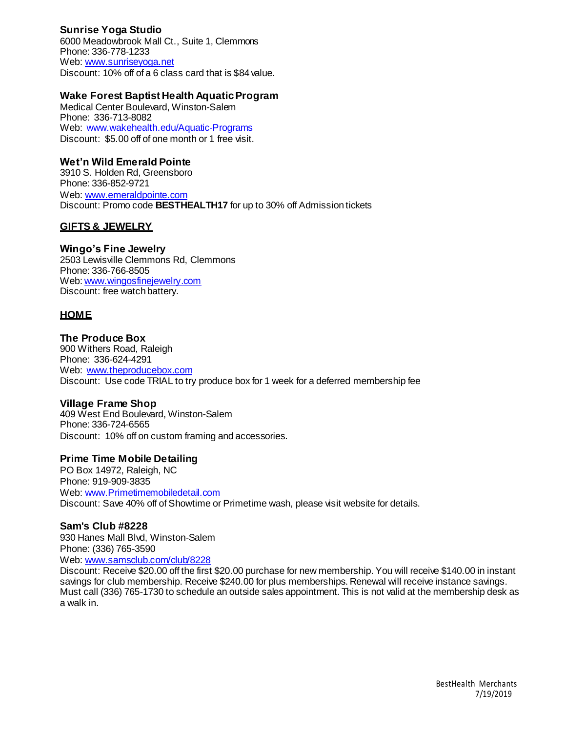### Sunrise Yoga Studio

6000 Meadowbrook Mall Ct., Suite 1, Clemmons
Phone: 336-778-1233
Web: [www.sunriseyoga.net](http://www.sunriseyoga.net)
Discount: 10% off of a 6 class card that is $84 value.

### Wake Forest Baptist Health Aquatic Program

Medical Center Boulevard, Winston-Salem
Phone: 336-713-8082
Web: [www.wakehealth.edu/Aquatic-Programs](http://www.wakehealth.edu/Aquatic-Programs)
Discount: $5.00 off of one month or 1 free visit.

### Wet'n Wild Emerald Pointe

3910 S. Holden Rd, Greensboro
Phone: 336-852-9721
Web: [www.emeraldpointe.com](http://www.emeraldpointe.com)
Discount: Promo code **BESTHEALTH17** for up to 30% off Admission tickets

## GIFTS & JEWELRY

### Wingo's Fine Jewelry

2503 Lewisville Clemmons Rd, Clemmons
Phone: 336-766-8505
Web: [www.wingosfinejewelry.com](http://www.wingosfinejewelry.com)
Discount: free watch battery.

## HOME

### The Produce Box

900 Withers Road, Raleigh
Phone: 336-624-4291
Web: [www.theproducebox.com](http://www.theproducebox.com)
Discount: Use code TRIAL to try produce box for 1 week for a deferred membership fee

### Village Frame Shop

409 West End Boulevard, Winston-Salem
Phone: 336-724-6565
Discount: 10% off on custom framing and accessories.

### Prime Time Mobile Detailing

PO Box 14972, Raleigh, NC
Phone: 919-909-3835
Web: [www.Primetimemobiledetail.com](http://www.Primetimemobiledetail.com)
Discount: Save 40% off of Showtime or Primetime wash, please visit website for details.

### Sam's Club #8228

930 Hanes Mall Blvd, Winston-Salem
Phone: (336) 765-3590
Web: [www.samsclub.com/club/8228](http://www.samsclub.com/club/8228)
Discount: Receive $20.00 off the first $20.00 purchase for new membership. You will receive $140.00 in instant savings for club membership. Receive $240.00 for plus memberships. Renewal will receive instance savings. Must call (336) 765-1730 to schedule an outside sales appointment. This is not valid at the membership desk as a walk in.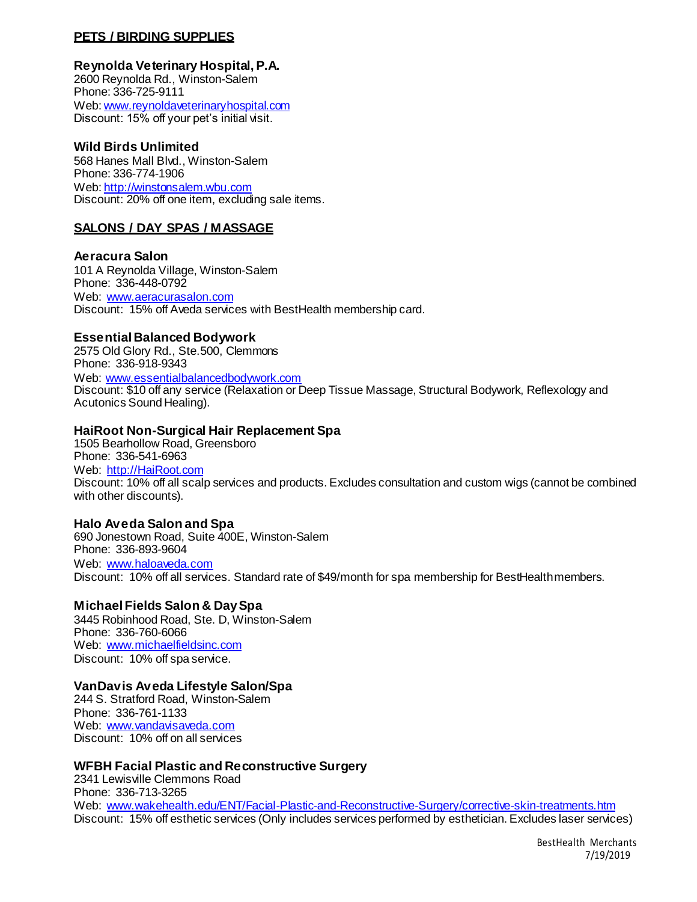## PETS / BIRDING SUPPLIES

### Reynolda Veterinary Hospital, P.A.

2600 Reynolda Rd., Winston-Salem
Phone: 336-725-9111
Web: [www.reynoldaveterinaryhospital.com](http://www.reynoldaveterinaryhospital.com)
Discount: 15% off your pet's initial visit.

### Wild Birds Unlimited

568 Hanes Mall Blvd., Winston-Salem
Phone: 336-774-1906
Web: [http://winstonsalem.wbu.com](http://winstonsalem.wbu.com)
Discount: 20% off one item, excluding sale items.

## SALONS / DAY SPAS / MASSAGE

### Aeracura Salon

101 A Reynolda Village, Winston-Salem
Phone: 336-448-0792
Web: [www.aeracurasalon.com](http://www.aeracurasalon.com)
Discount: 15% off Aveda services with BestHealth membership card.

### Essential Balanced Bodywork

2575 Old Glory Rd., Ste.500, Clemmons
Phone: 336-918-9343
Web: [www.essentialbalancedbodywork.com](http://www.essentialbalancedbodywork.com)
Discount: $10 off any service (Relaxation or Deep Tissue Massage, Structural Bodywork, Reflexology and Acutonics Sound Healing).

### HaiRoot Non-Surgical Hair Replacement Spa

1505 Bearhollow Road, Greensboro
Phone: 336-541-6963
Web: [http://HaiRoot.com](http://HaiRoot.com)
Discount: 10% off all scalp services and products. Excludes consultation and custom wigs (cannot be combined with other discounts).

### Halo Aveda Salon and Spa

690 Jonestown Road, Suite 400E, Winston-Salem
Phone: 336-893-9604
Web: [www.haloaveda.com](http://www.haloaveda.com)
Discount: 10% off all services. Standard rate of $49/month for spa membership for BestHealth members.

### Michael Fields Salon & Day Spa

3445 Robinhood Road, Ste. D, Winston-Salem
Phone: 336-760-6066
Web: [www.michaelfieldsinc.com](http://www.michaelfieldsinc.com)
Discount: 10% off spa service.

### VanDavis Aveda Lifestyle Salon/Spa

244 S. Stratford Road, Winston-Salem
Phone: 336-761-1133
Web: [www.vandavisaveda.com](http://www.vandavisaveda.com)
Discount: 10% off on all services

### WFBH Facial Plastic and Reconstructive Surgery

2341 Lewisville Clemmons Road
Phone: 336-713-3265
Web: [www.wakehealth.edu/ENT/Facial-Plastic-and-Reconstructive-Surgery/corrective-skin-treatments.htm](http://www.wakehealth.edu/ENT/Facial-Plastic-and-Reconstructive-Surgery/corrective-skin-treatments.htm)
Discount: 15% off esthetic services (Only includes services performed by esthetician. Excludes laser services)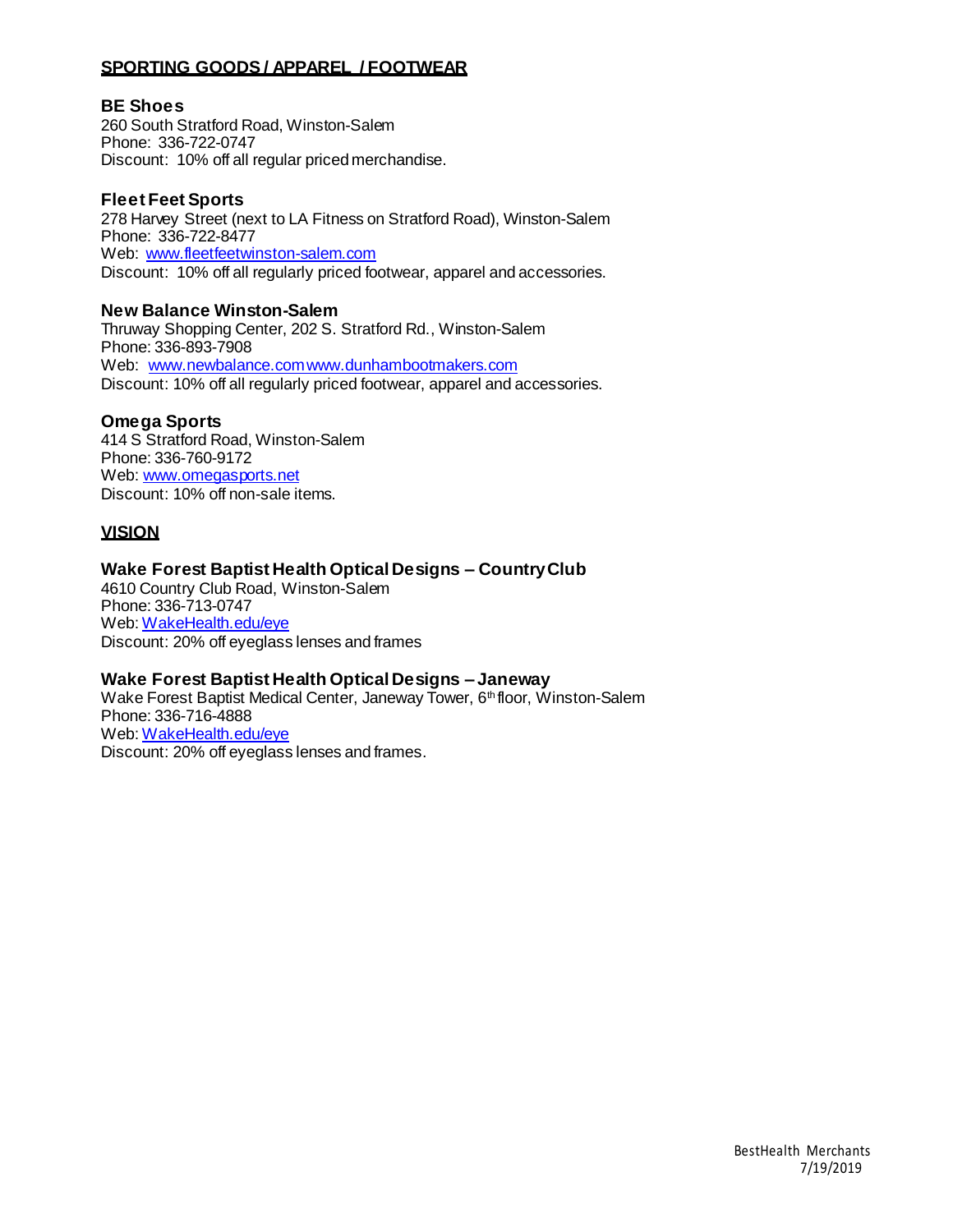## SPORTING GOODS / APPAREL / FOOTWEAR

**BE Shoes**
260 South Stratford Road, Winston-Salem
Phone: 336-722-0747
Discount: 10% off all regular priced merchandise.

**Fleet Feet Sports**
278 Harvey Street (next to LA Fitness on Stratford Road), Winston-Salem
Phone: 336-722-8477
Web: www.fleetfeetwinston-salem.com
Discount: 10% off all regularly priced footwear, apparel and accessories.

**New Balance Winston-Salem**
Thruway Shopping Center, 202 S. Stratford Rd., Winston-Salem
Phone: 336-893-7908
Web: www.newbalance.com www.dunhambootmakers.com
Discount: 10% off all regularly priced footwear, apparel and accessories.

**Omega Sports**
414 S Stratford Road, Winston-Salem
Phone: 336-760-9172
Web: www.omegasports.net
Discount: 10% off non-sale items.

## VISION

**Wake Forest Baptist Health Optical Designs – Country Club**
4610 Country Club Road, Winston-Salem
Phone: 336-713-0747
Web: WakeHealth.edu/eye
Discount: 20% off eyeglass lenses and frames

**Wake Forest Baptist Health Optical Designs – Janeway**
Wake Forest Baptist Medical Center, Janeway Tower, 6th floor, Winston-Salem
Phone: 336-716-4888
Web: WakeHealth.edu/eye
Discount: 20% off eyeglass lenses and frames.